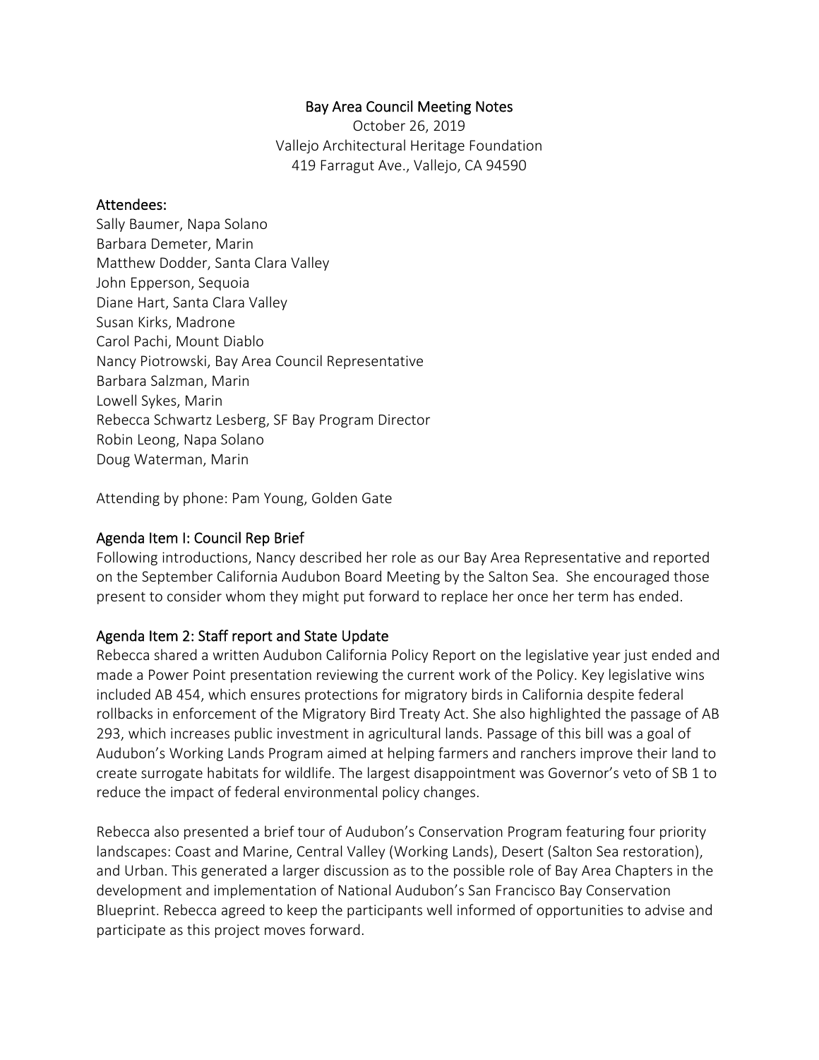# Bay Area Council Meeting Notes

October 26, 2019
Vallejo Architectural Heritage Foundation
419 Farragut Ave., Vallejo, CA 94590

## Attendees:

Sally Baumer, Napa Solano
Barbara Demeter, Marin
Matthew Dodder, Santa Clara Valley
John Epperson, Sequoia
Diane Hart, Santa Clara Valley
Susan Kirks, Madrone
Carol Pachi, Mount Diablo
Nancy Piotrowski, Bay Area Council Representative
Barbara Salzman, Marin
Lowell Sykes, Marin
Rebecca Schwartz Lesberg, SF Bay Program Director
Robin Leong, Napa Solano
Doug Waterman, Marin

Attending by phone: Pam Young, Golden Gate

## Agenda Item I: Council Rep Brief

Following introductions, Nancy described her role as our Bay Area Representative and reported on the September California Audubon Board Meeting by the Salton Sea. She encouraged those present to consider whom they might put forward to replace her once her term has ended.

## Agenda Item 2: Staff report and State Update

Rebecca shared a written Audubon California Policy Report on the legislative year just ended and made a Power Point presentation reviewing the current work of the Policy. Key legislative wins included AB 454, which ensures protections for migratory birds in California despite federal rollbacks in enforcement of the Migratory Bird Treaty Act. She also highlighted the passage of AB 293, which increases public investment in agricultural lands. Passage of this bill was a goal of Audubon's Working Lands Program aimed at helping farmers and ranchers improve their land to create surrogate habitats for wildlife. The largest disappointment was Governor's veto of SB 1 to reduce the impact of federal environmental policy changes.

Rebecca also presented a brief tour of Audubon's Conservation Program featuring four priority landscapes: Coast and Marine, Central Valley (Working Lands), Desert (Salton Sea restoration), and Urban. This generated a larger discussion as to the possible role of Bay Area Chapters in the development and implementation of National Audubon's San Francisco Bay Conservation Blueprint. Rebecca agreed to keep the participants well informed of opportunities to advise and participate as this project moves forward.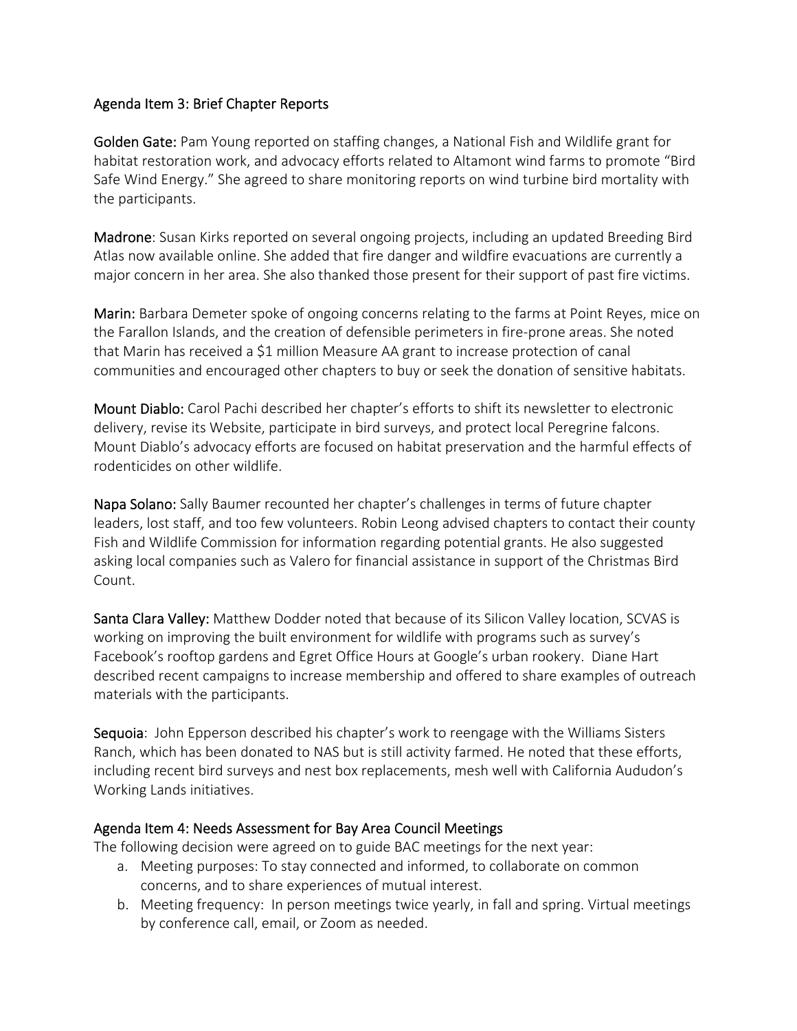Agenda Item 3: Brief Chapter Reports

**Golden Gate:** Pam Young reported on staffing changes, a National Fish and Wildlife grant for habitat restoration work, and advocacy efforts related to Altamont wind farms to promote "Bird Safe Wind Energy." She agreed to share monitoring reports on wind turbine bird mortality with the participants.

**Madrone**: Susan Kirks reported on several ongoing projects, including an updated Breeding Bird Atlas now available online. She added that fire danger and wildfire evacuations are currently a major concern in her area. She also thanked those present for their support of past fire victims.

**Marin:** Barbara Demeter spoke of ongoing concerns relating to the farms at Point Reyes, mice on the Farallon Islands, and the creation of defensible perimeters in fire-prone areas. She noted that Marin has received a $1 million Measure AA grant to increase protection of canal communities and encouraged other chapters to buy or seek the donation of sensitive habitats.

**Mount Diablo:** Carol Pachi described her chapter's efforts to shift its newsletter to electronic delivery, revise its Website, participate in bird surveys, and protect local Peregrine falcons. Mount Diablo's advocacy efforts are focused on habitat preservation and the harmful effects of rodenticides on other wildlife.

**Napa Solano:** Sally Baumer recounted her chapter's challenges in terms of future chapter leaders, lost staff, and too few volunteers. Robin Leong advised chapters to contact their county Fish and Wildlife Commission for information regarding potential grants. He also suggested asking local companies such as Valero for financial assistance in support of the Christmas Bird Count.

**Santa Clara Valley:** Matthew Dodder noted that because of its Silicon Valley location, SCVAS is working on improving the built environment for wildlife with programs such as survey's Facebook's rooftop gardens and Egret Office Hours at Google's urban rookery. Diane Hart described recent campaigns to increase membership and offered to share examples of outreach materials with the participants.

**Sequoia**: John Epperson described his chapter's work to reengage with the Williams Sisters Ranch, which has been donated to NAS but is still activity farmed. He noted that these efforts, including recent bird surveys and nest box replacements, mesh well with California Aududon's Working Lands initiatives.

Agenda Item 4: Needs Assessment for Bay Area Council Meetings

The following decision were agreed on to guide BAC meetings for the next year:

a. Meeting purposes: To stay connected and informed, to collaborate on common concerns, and to share experiences of mutual interest.
b. Meeting frequency: In person meetings twice yearly, in fall and spring. Virtual meetings by conference call, email, or Zoom as needed.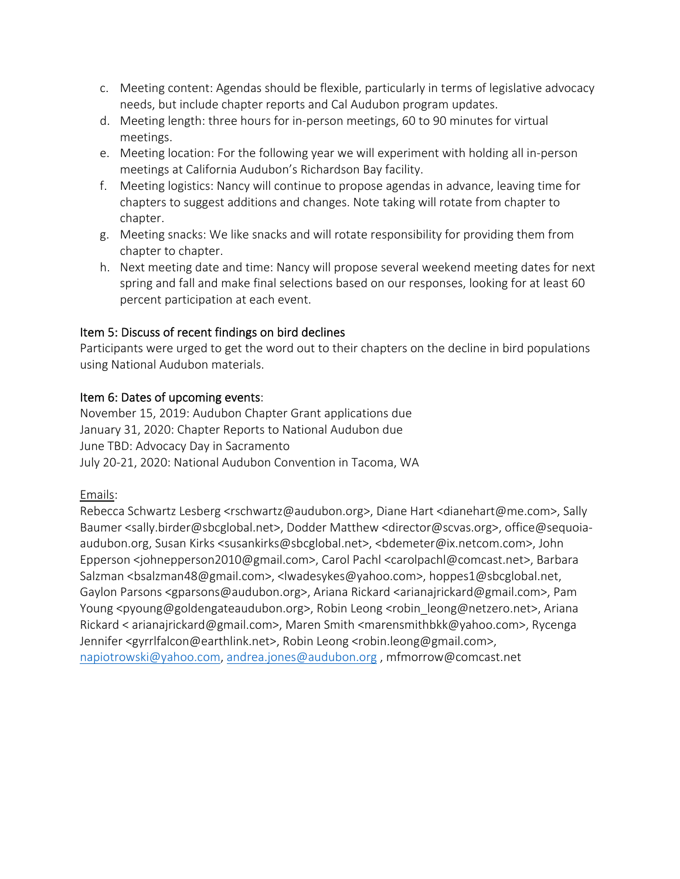c. Meeting content: Agendas should be flexible, particularly in terms of legislative advocacy needs, but include chapter reports and Cal Audubon program updates.
d. Meeting length: three hours for in-person meetings, 60 to 90 minutes for virtual meetings.
e. Meeting location: For the following year we will experiment with holding all in-person meetings at California Audubon's Richardson Bay facility.
f. Meeting logistics: Nancy will continue to propose agendas in advance, leaving time for chapters to suggest additions and changes. Note taking will rotate from chapter to chapter.
g. Meeting snacks: We like snacks and will rotate responsibility for providing them from chapter to chapter.
h. Next meeting date and time: Nancy will propose several weekend meeting dates for next spring and fall and make final selections based on our responses, looking for at least 60 percent participation at each event.

## Item 5: Discuss of recent findings on bird declines

Participants were urged to get the word out to their chapters on the decline in bird populations using National Audubon materials.

## Item 6: Dates of upcoming events:

November 15, 2019: Audubon Chapter Grant applications due
January 31, 2020: Chapter Reports to National Audubon due
June TBD: Advocacy Day in Sacramento
July 20-21, 2020: National Audubon Convention in Tacoma, WA

Emails:

Rebecca Schwartz Lesberg <rschwartz@audubon.org>, Diane Hart <dianehart@me.com>, Sally Baumer <sally.birder@sbcglobal.net>, Dodder Matthew <director@scvas.org>, office@sequoia-audubon.org, Susan Kirks <susankirks@sbcglobal.net>, <bdemeter@ix.netcom.com>, John Epperson <johnepperson2010@gmail.com>, Carol Pachl <carolpachl@comcast.net>, Barbara Salzman <bsalzman48@gmail.com>, <lwadesykes@yahoo.com>, hoppes1@sbcglobal.net, Gaylon Parsons <gparsons@audubon.org>, Ariana Rickard <arianajrickard@gmail.com>, Pam Young <pyoung@goldengateaudubon.org>, Robin Leong <robin_leong@netzero.net>, Ariana Rickard < arianajrickard@gmail.com>, Maren Smith <marensmithbkk@yahoo.com>, Rycenga Jennifer <gyrrlfalcon@earthlink.net>, Robin Leong <robin.leong@gmail.com>, napiotrowski@yahoo.com, andrea.jones@audubon.org , mfmorrow@comcast.net